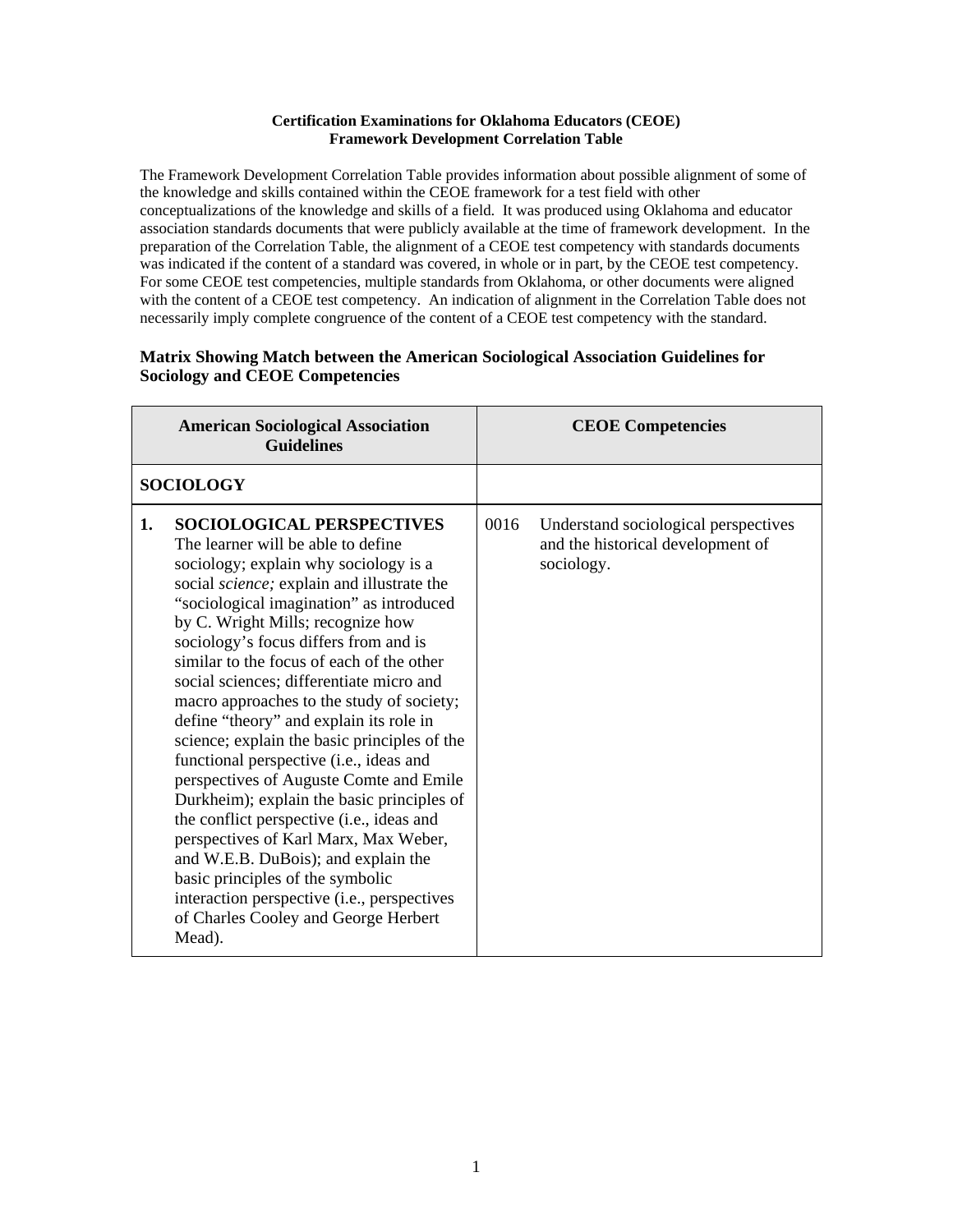**Certification Examinations for Oklahoma Educators (CEOE)**
**Framework Development Correlation Table**

The Framework Development Correlation Table provides information about possible alignment of some of the knowledge and skills contained within the CEOE framework for a test field with other conceptualizations of the knowledge and skills of a field. It was produced using Oklahoma and educator association standards documents that were publicly available at the time of framework development. In the preparation of the Correlation Table, the alignment of a CEOE test competency with standards documents was indicated if the content of a standard was covered, in whole or in part, by the CEOE test competency. For some CEOE test competencies, multiple standards from Oklahoma, or other documents were aligned with the content of a CEOE test competency. An indication of alignment in the Correlation Table does not necessarily imply complete congruence of the content of a CEOE test competency with the standard.

## Matrix Showing Match between the American Sociological Association Guidelines for Sociology and CEOE Competencies

| American Sociological Association Guidelines | CEOE Competencies |
|---|---|
| **SOCIOLOGY** | |
| **1. SOCIOLOGICAL PERSPECTIVES** The learner will be able to define sociology; explain why sociology is a social *science;* explain and illustrate the "sociological imagination" as introduced by C. Wright Mills; recognize how sociology's focus differs from and is similar to the focus of each of the other social sciences; differentiate micro and macro approaches to the study of society; define "theory" and explain its role in science; explain the basic principles of the functional perspective (i.e., ideas and perspectives of Auguste Comte and Emile Durkheim); explain the basic principles of the conflict perspective (i.e., ideas and perspectives of Karl Marx, Max Weber, and W.E.B. DuBois); and explain the basic principles of the symbolic interaction perspective (i.e., perspectives of Charles Cooley and George Herbert Mead). | 0016 Understand sociological perspectives and the historical development of sociology. |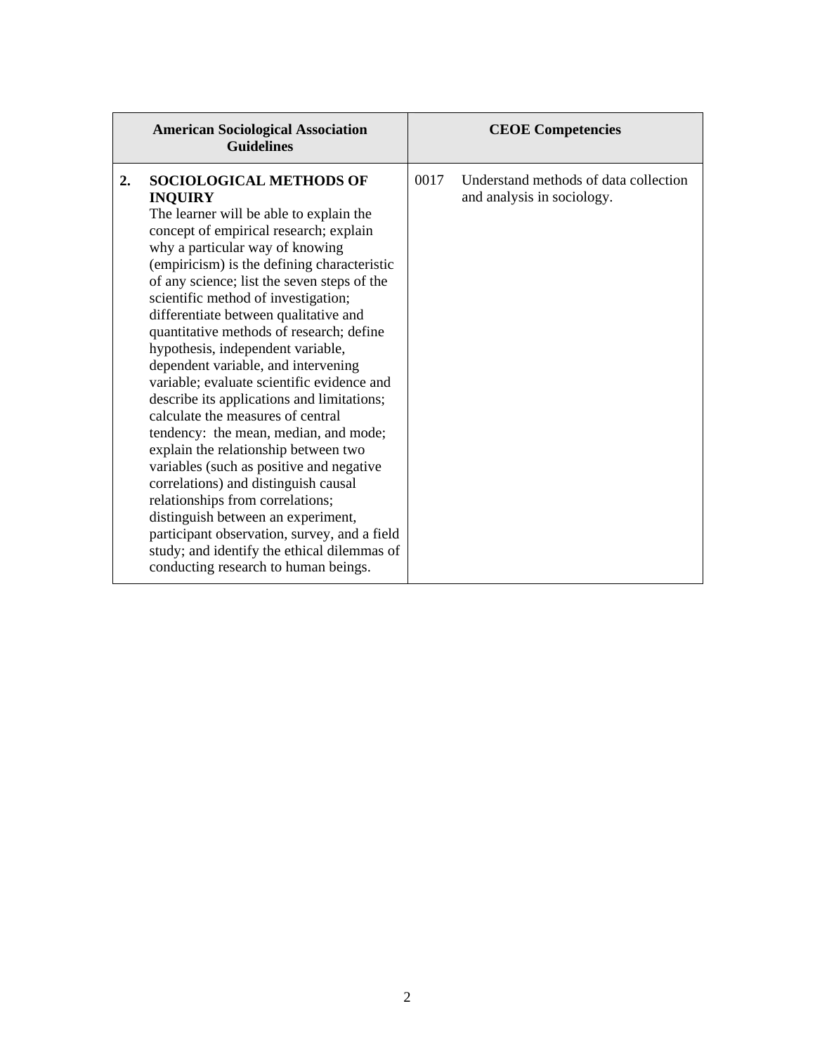| American Sociological Association Guidelines | CEOE Competencies |
|---|---|
| **2. SOCIOLOGICAL METHODS OF INQUIRY** The learner will be able to explain the concept of empirical research; explain why a particular way of knowing (empiricism) is the defining characteristic of any science; list the seven steps of the scientific method of investigation; differentiate between qualitative and quantitative methods of research; define hypothesis, independent variable, dependent variable, and intervening variable; evaluate scientific evidence and describe its applications and limitations; calculate the measures of central tendency: the mean, median, and mode; explain the relationship between two variables (such as positive and negative correlations) and distinguish causal relationships from correlations; distinguish between an experiment, participant observation, survey, and a field study; and identify the ethical dilemmas of conducting research to human beings. | 0017 Understand methods of data collection and analysis in sociology. |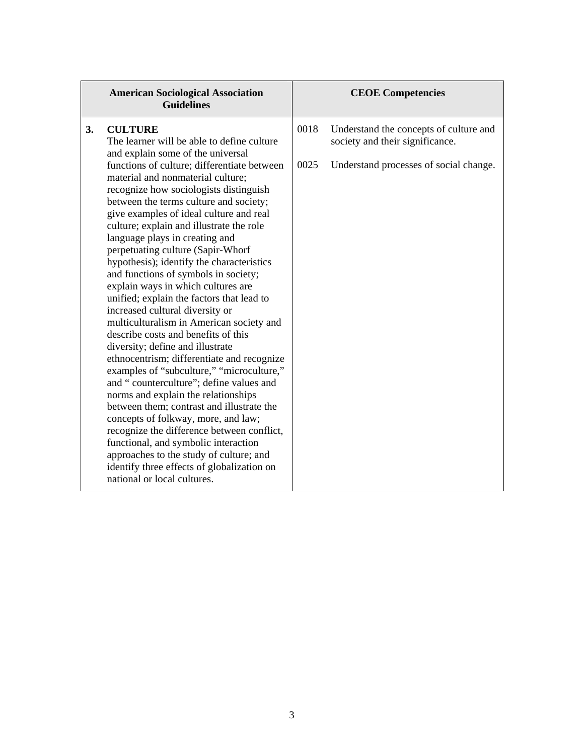| American Sociological Association Guidelines | CEOE Competencies |
|---|---|
| **3. CULTURE**<br>The learner will be able to define culture and explain some of the universal functions of culture; differentiate between material and nonmaterial culture; recognize how sociologists distinguish between the terms culture and society; give examples of ideal culture and real culture; explain and illustrate the role language plays in creating and perpetuating culture (Sapir-Whorf hypothesis); identify the characteristics and functions of symbols in society; explain ways in which cultures are unified; explain the factors that lead to increased cultural diversity or multiculturalism in American society and describe costs and benefits of this diversity; define and illustrate ethnocentrism; differentiate and recognize examples of "subculture," "microculture," and " counterculture"; define values and norms and explain the relationships between them; contrast and illustrate the concepts of folkway, more, and law; recognize the difference between conflict, functional, and symbolic interaction approaches to the study of culture; and identify three effects of globalization on national or local cultures. | 0018 Understand the concepts of culture and society and their significance.<br><br>0025 Understand processes of social change. |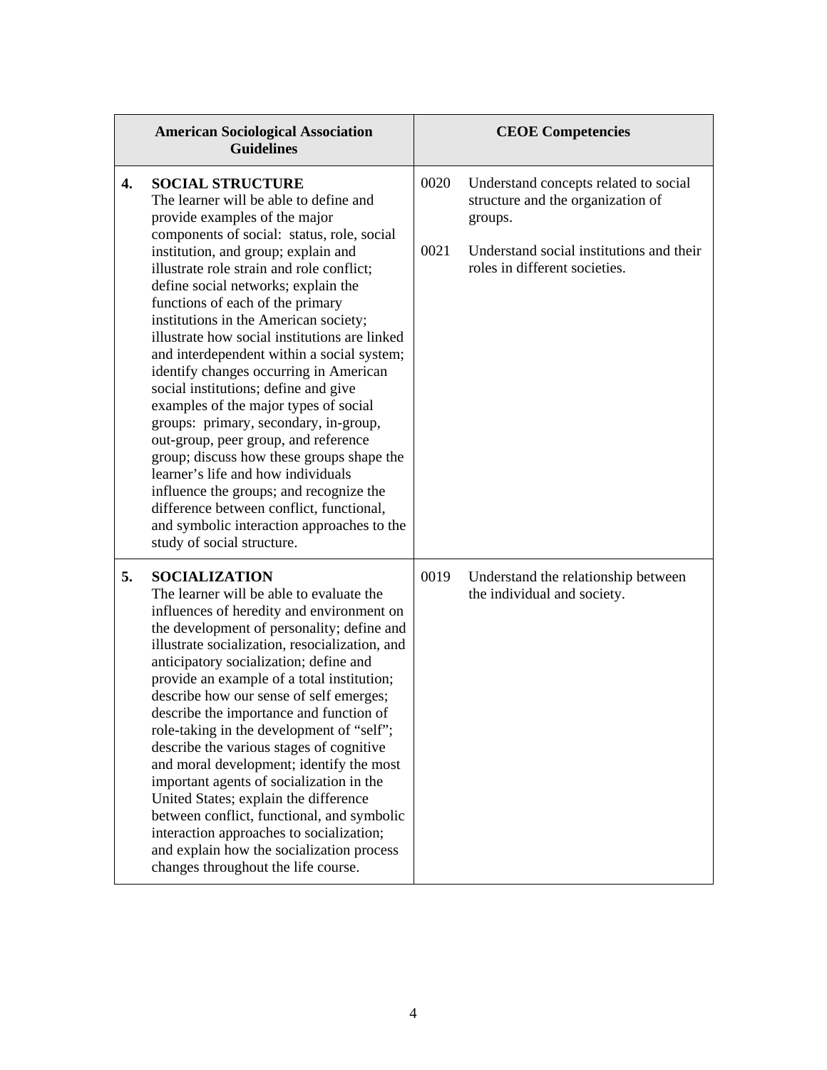| American Sociological Association Guidelines | CEOE Competencies |
|---|---|
| **4. SOCIAL STRUCTURE**<br>The learner will be able to define and provide examples of the major components of social: status, role, social institution, and group; explain and illustrate role strain and role conflict; define social networks; explain the functions of each of the primary institutions in the American society; illustrate how social institutions are linked and interdependent within a social system; identify changes occurring in American social institutions; define and give examples of the major types of social groups: primary, secondary, in-group, out-group, peer group, and reference group; discuss how these groups shape the learner's life and how individuals influence the groups; and recognize the difference between conflict, functional, and symbolic interaction approaches to the study of social structure. | 0020 Understand concepts related to social structure and the organization of groups.<br><br>0021 Understand social institutions and their roles in different societies. |
| **5. SOCIALIZATION**<br>The learner will be able to evaluate the influences of heredity and environment on the development of personality; define and illustrate socialization, resocialization, and anticipatory socialization; define and provide an example of a total institution; describe how our sense of self emerges; describe the importance and function of role-taking in the development of "self"; describe the various stages of cognitive and moral development; identify the most important agents of socialization in the United States; explain the difference between conflict, functional, and symbolic interaction approaches to socialization; and explain how the socialization process changes throughout the life course. | 0019 Understand the relationship between the individual and society. |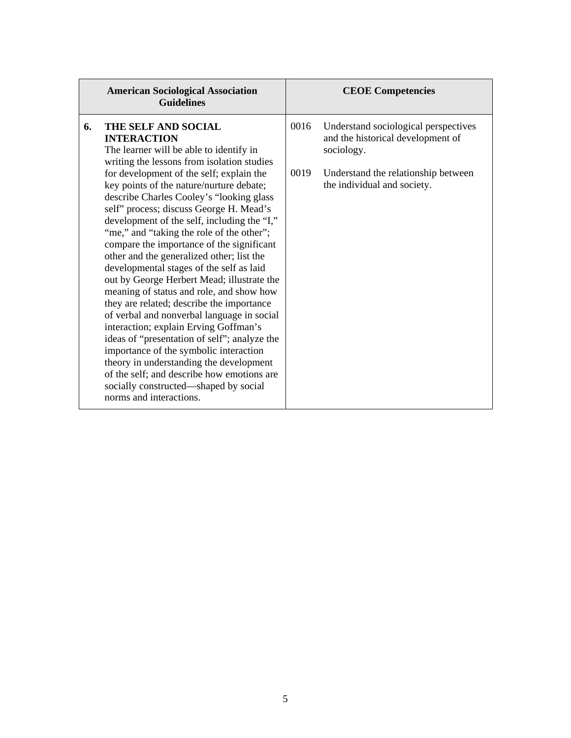| American Sociological Association Guidelines | CEOE Competencies |
|---|---|
| **6. THE SELF AND SOCIAL INTERACTION**<br>The learner will be able to identify in writing the lessons from isolation studies for development of the self; explain the key points of the nature/nurture debate; describe Charles Cooley's "looking glass self" process; discuss George H. Mead's development of the self, including the "I," "me," and "taking the role of the other"; compare the importance of the significant other and the generalized other; list the developmental stages of the self as laid out by George Herbert Mead; illustrate the meaning of status and role, and show how they are related; describe the importance of verbal and nonverbal language in social interaction; explain Erving Goffman's ideas of "presentation of self"; analyze the importance of the symbolic interaction theory in understanding the development of the self; and describe how emotions are socially constructed—shaped by social norms and interactions. | 0016 Understand sociological perspectives and the historical development of sociology.<br><br>0019 Understand the relationship between the individual and society. |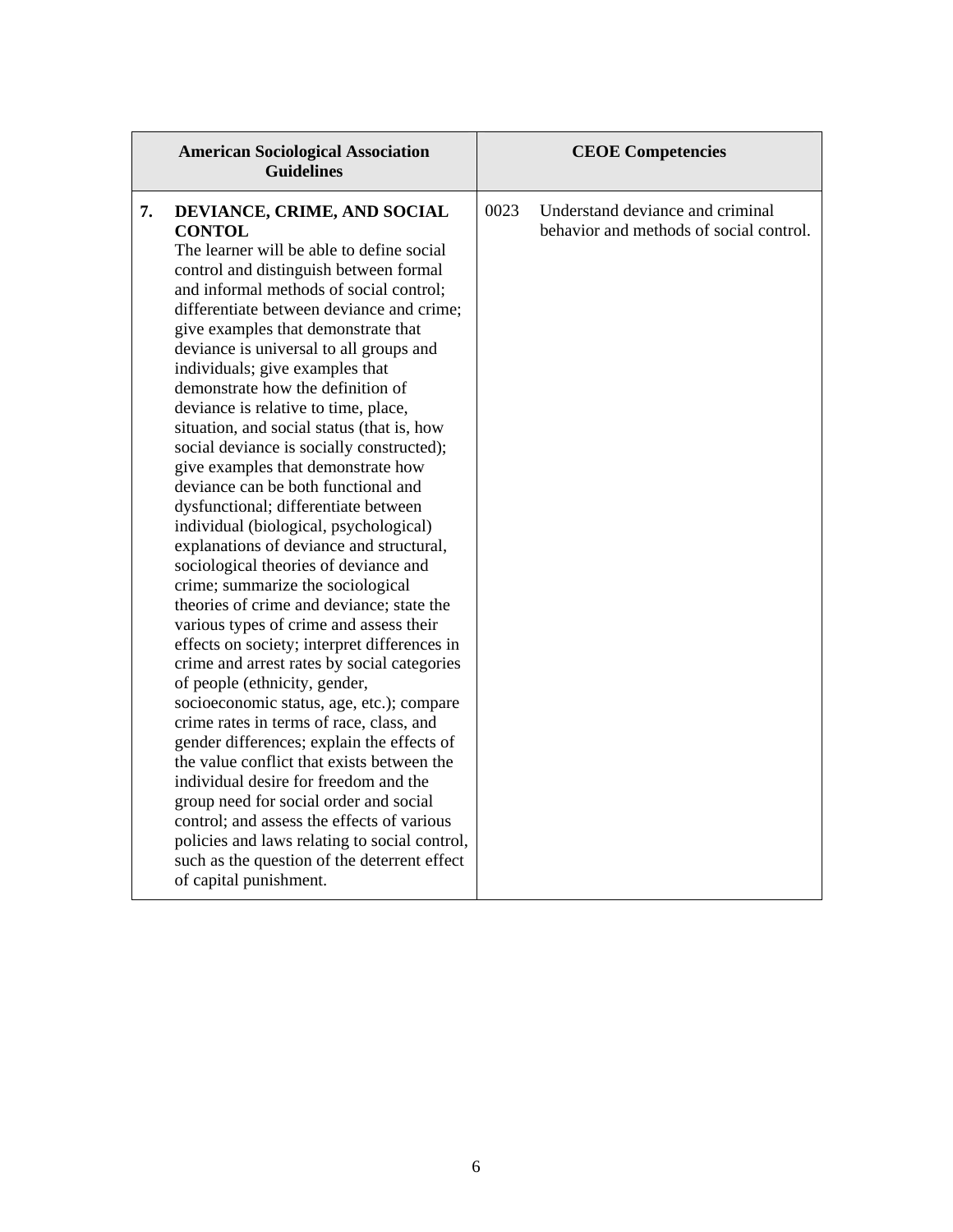| American Sociological Association Guidelines | CEOE Competencies |
|---|---|
| **7. DEVIANCE, CRIME, AND SOCIAL CONTOL** The learner will be able to define social control and distinguish between formal and informal methods of social control; differentiate between deviance and crime; give examples that demonstrate that deviance is universal to all groups and individuals; give examples that demonstrate how the definition of deviance is relative to time, place, situation, and social status (that is, how social deviance is socially constructed); give examples that demonstrate how deviance can be both functional and dysfunctional; differentiate between individual (biological, psychological) explanations of deviance and structural, sociological theories of deviance and crime; summarize the sociological theories of crime and deviance; state the various types of crime and assess their effects on society; interpret differences in crime and arrest rates by social categories of people (ethnicity, gender, socioeconomic status, age, etc.); compare crime rates in terms of race, class, and gender differences; explain the effects of the value conflict that exists between the individual desire for freedom and the group need for social order and social control; and assess the effects of various policies and laws relating to social control, such as the question of the deterrent effect of capital punishment. | 0023 Understand deviance and criminal behavior and methods of social control. |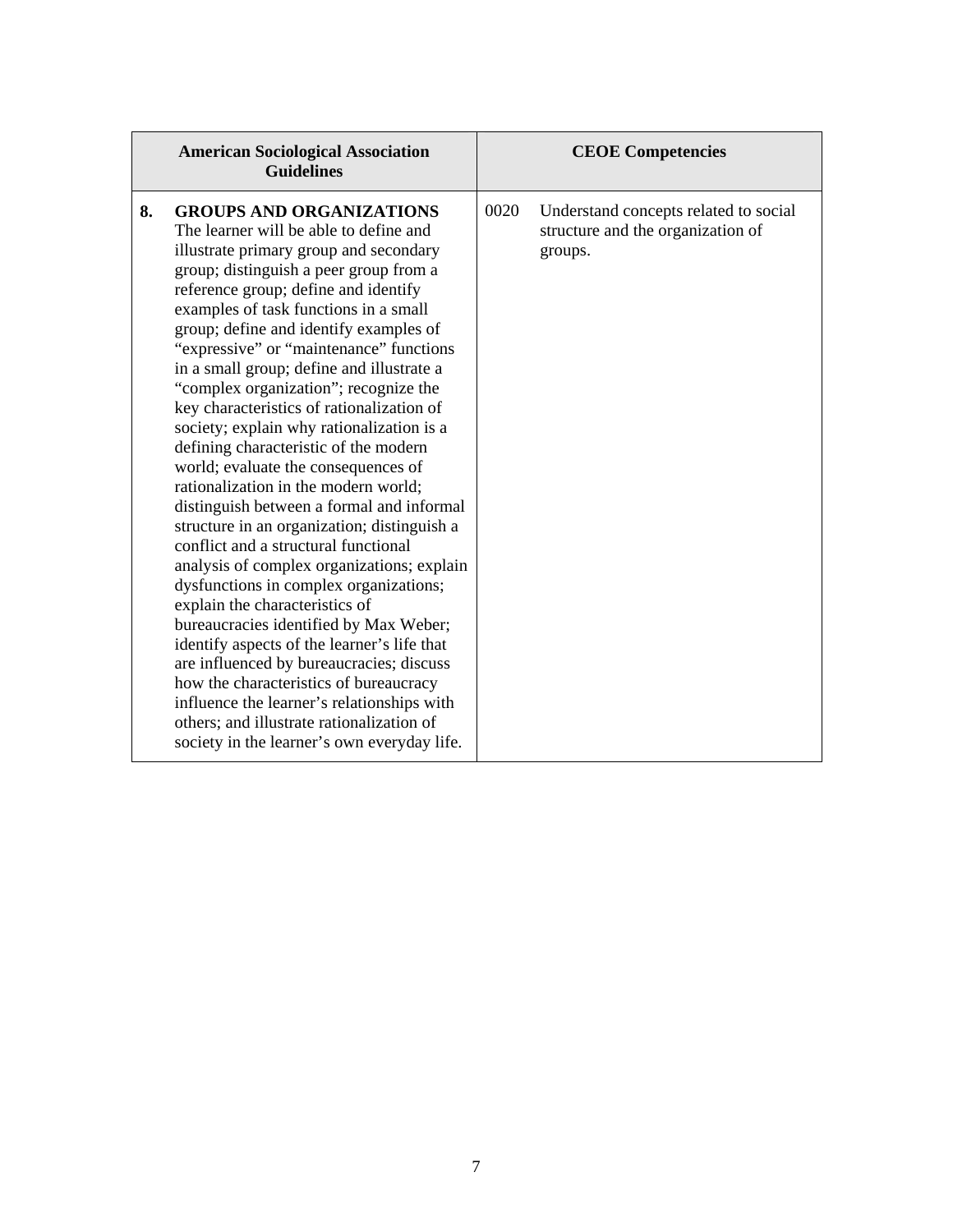| American Sociological Association Guidelines | CEOE Competencies |
| --- | --- |
| **8. GROUPS AND ORGANIZATIONS** The learner will be able to define and illustrate primary group and secondary group; distinguish a peer group from a reference group; define and identify examples of task functions in a small group; define and identify examples of "expressive" or "maintenance" functions in a small group; define and illustrate a "complex organization"; recognize the key characteristics of rationalization of society; explain why rationalization is a defining characteristic of the modern world; evaluate the consequences of rationalization in the modern world; distinguish between a formal and informal structure in an organization; distinguish a conflict and a structural functional analysis of complex organizations; explain dysfunctions in complex organizations; explain the characteristics of bureaucracies identified by Max Weber; identify aspects of the learner's life that are influenced by bureaucracies; discuss how the characteristics of bureaucracy influence the learner's relationships with others; and illustrate rationalization of society in the learner's own everyday life. | 0020 Understand concepts related to social structure and the organization of groups. |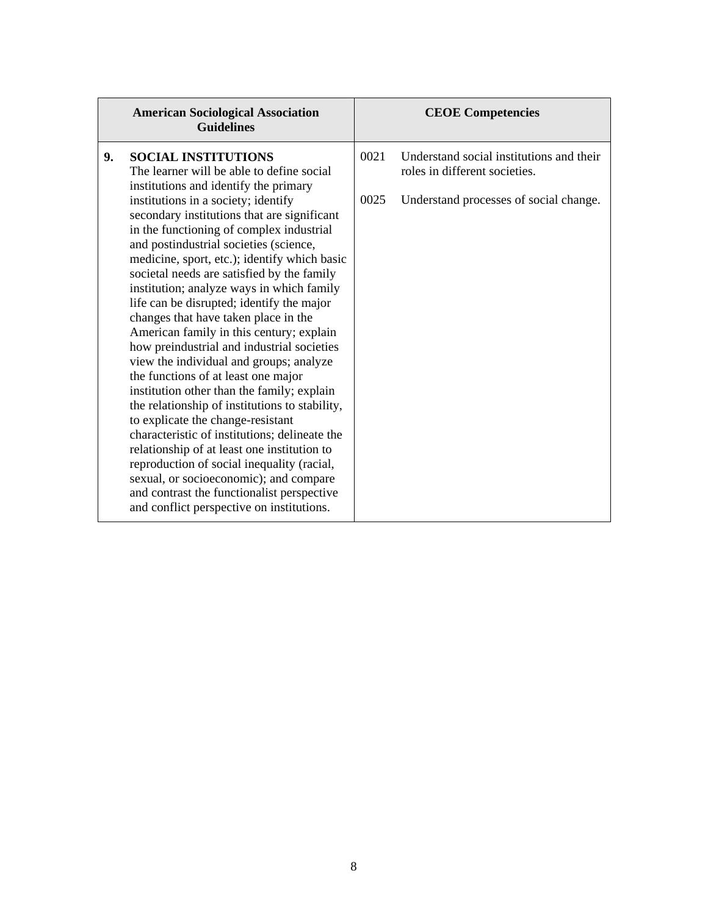| American Sociological Association Guidelines | CEOE Competencies |
|---|---|
| **9. SOCIAL INSTITUTIONS** The learner will be able to define social institutions and identify the primary institutions in a society; identify secondary institutions that are significant in the functioning of complex industrial and postindustrial societies (science, medicine, sport, etc.); identify which basic societal needs are satisfied by the family institution; analyze ways in which family life can be disrupted; identify the major changes that have taken place in the American family in this century; explain how preindustrial and industrial societies view the individual and groups; analyze the functions of at least one major institution other than the family; explain the relationship of institutions to stability, to explicate the change-resistant characteristic of institutions; delineate the relationship of at least one institution to reproduction of social inequality (racial, sexual, or socioeconomic); and compare and contrast the functionalist perspective and conflict perspective on institutions. | 0021 Understand social institutions and their roles in different societies.<br><br>0025 Understand processes of social change. |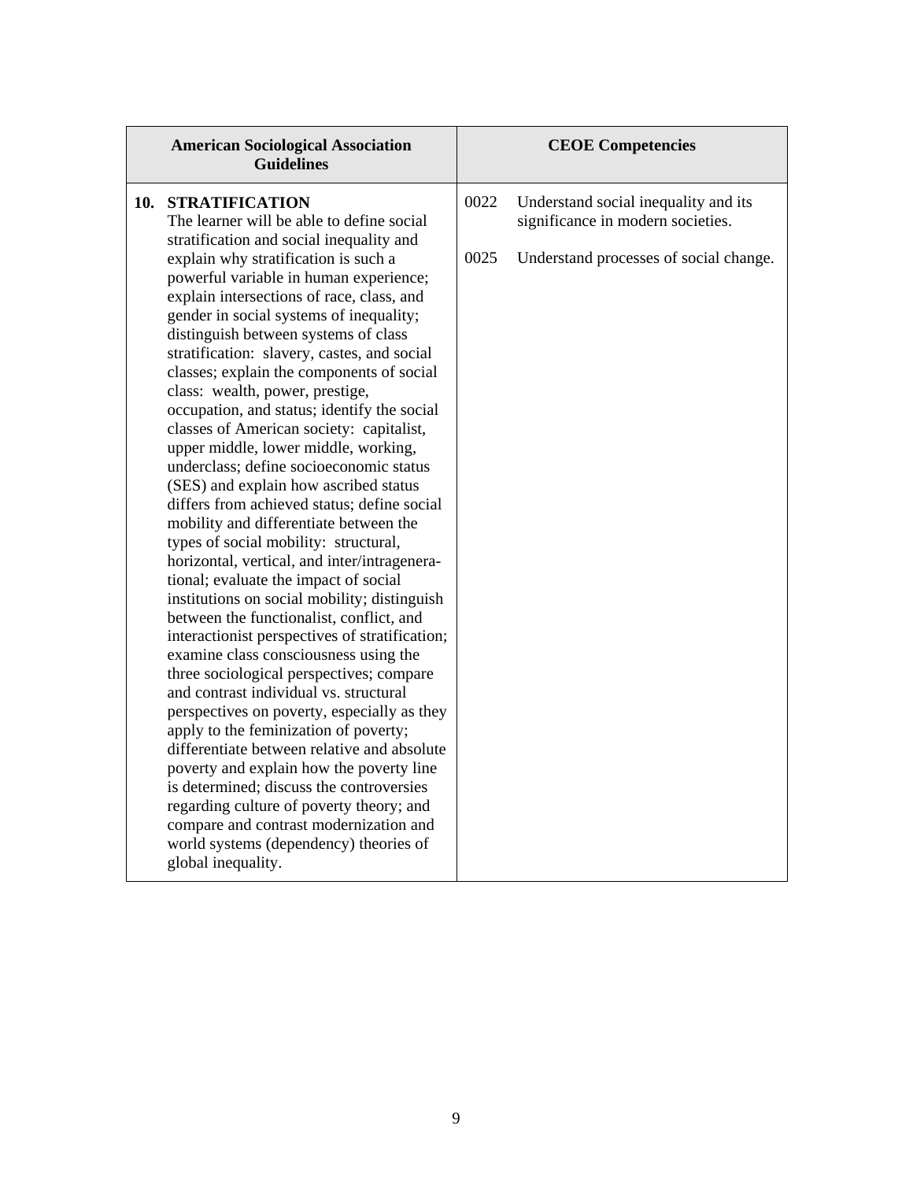| American Sociological Association Guidelines | CEOE Competencies |
| --- | --- |
| **10. STRATIFICATION** The learner will be able to define social stratification and social inequality and explain why stratification is such a powerful variable in human experience; explain intersections of race, class, and gender in social systems of inequality; distinguish between systems of class stratification: slavery, castes, and social classes; explain the components of social class: wealth, power, prestige, occupation, and status; identify the social classes of American society: capitalist, upper middle, lower middle, working, underclass; define socioeconomic status (SES) and explain how ascribed status differs from achieved status; define social mobility and differentiate between the types of social mobility: structural, horizontal, vertical, and inter/intragenerational; evaluate the impact of social institutions on social mobility; distinguish between the functionalist, conflict, and interactionist perspectives of stratification; examine class consciousness using the three sociological perspectives; compare and contrast individual vs. structural perspectives on poverty, especially as they apply to the feminization of poverty; differentiate between relative and absolute poverty and explain how the poverty line is determined; discuss the controversies regarding culture of poverty theory; and compare and contrast modernization and world systems (dependency) theories of global inequality. | 0022 Understand social inequality and its significance in modern societies.<br><br>0025 Understand processes of social change. |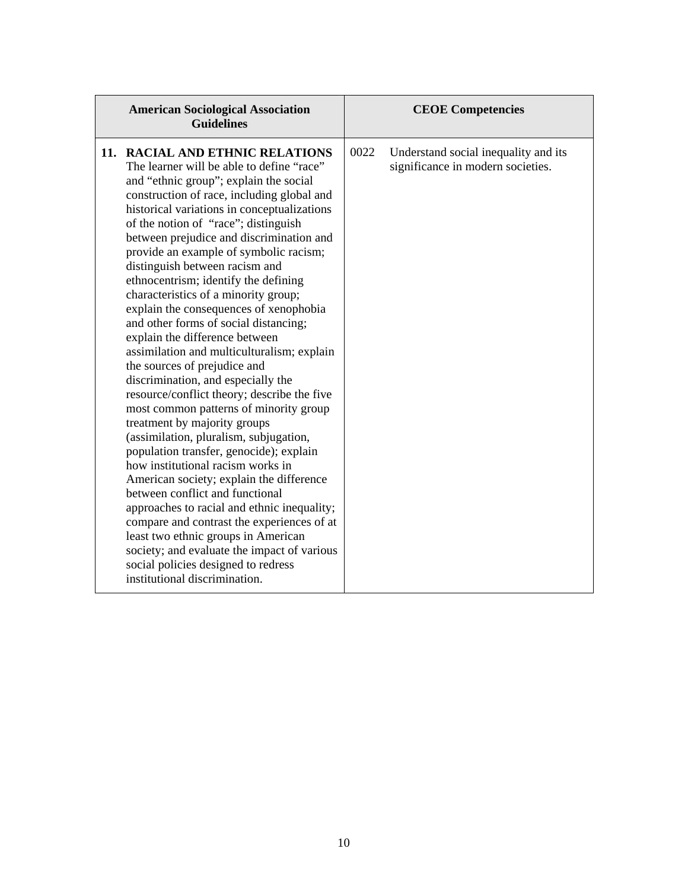| American Sociological Association Guidelines | CEOE Competencies |
| --- | --- |
| **11. RACIAL AND ETHNIC RELATIONS** The learner will be able to define "race" and "ethnic group"; explain the social construction of race, including global and historical variations in conceptualizations of the notion of "race"; distinguish between prejudice and discrimination and provide an example of symbolic racism; distinguish between racism and ethnocentrism; identify the defining characteristics of a minority group; explain the consequences of xenophobia and other forms of social distancing; explain the difference between assimilation and multiculturalism; explain the sources of prejudice and discrimination, and especially the resource/conflict theory; describe the five most common patterns of minority group treatment by majority groups (assimilation, pluralism, subjugation, population transfer, genocide); explain how institutional racism works in American society; explain the difference between conflict and functional approaches to racial and ethnic inequality; compare and contrast the experiences of at least two ethnic groups in American society; and evaluate the impact of various social policies designed to redress institutional discrimination. | 0022 Understand social inequality and its significance in modern societies. |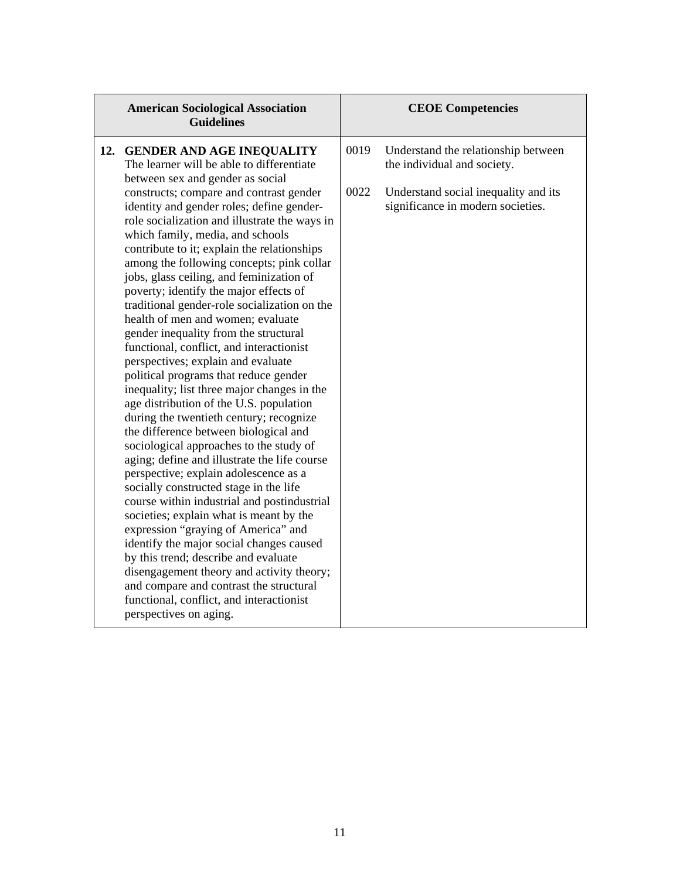| American Sociological Association Guidelines | CEOE Competencies |
|---|---|
| **12. GENDER AND AGE INEQUALITY** The learner will be able to differentiate between sex and gender as social constructs; compare and contrast gender identity and gender roles; define gender-role socialization and illustrate the ways in which family, media, and schools contribute to it; explain the relationships among the following concepts; pink collar jobs, glass ceiling, and feminization of poverty; identify the major effects of traditional gender-role socialization on the health of men and women; evaluate gender inequality from the structural functional, conflict, and interactionist perspectives; explain and evaluate political programs that reduce gender inequality; list three major changes in the age distribution of the U.S. population during the twentieth century; recognize the difference between biological and sociological approaches to the study of aging; define and illustrate the life course perspective; explain adolescence as a socially constructed stage in the life course within industrial and postindustrial societies; explain what is meant by the expression "graying of America" and identify the major social changes caused by this trend; describe and evaluate disengagement theory and activity theory; and compare and contrast the structural functional, conflict, and interactionist perspectives on aging. | 0019 Understand the relationship between the individual and society.<br><br>0022 Understand social inequality and its significance in modern societies. |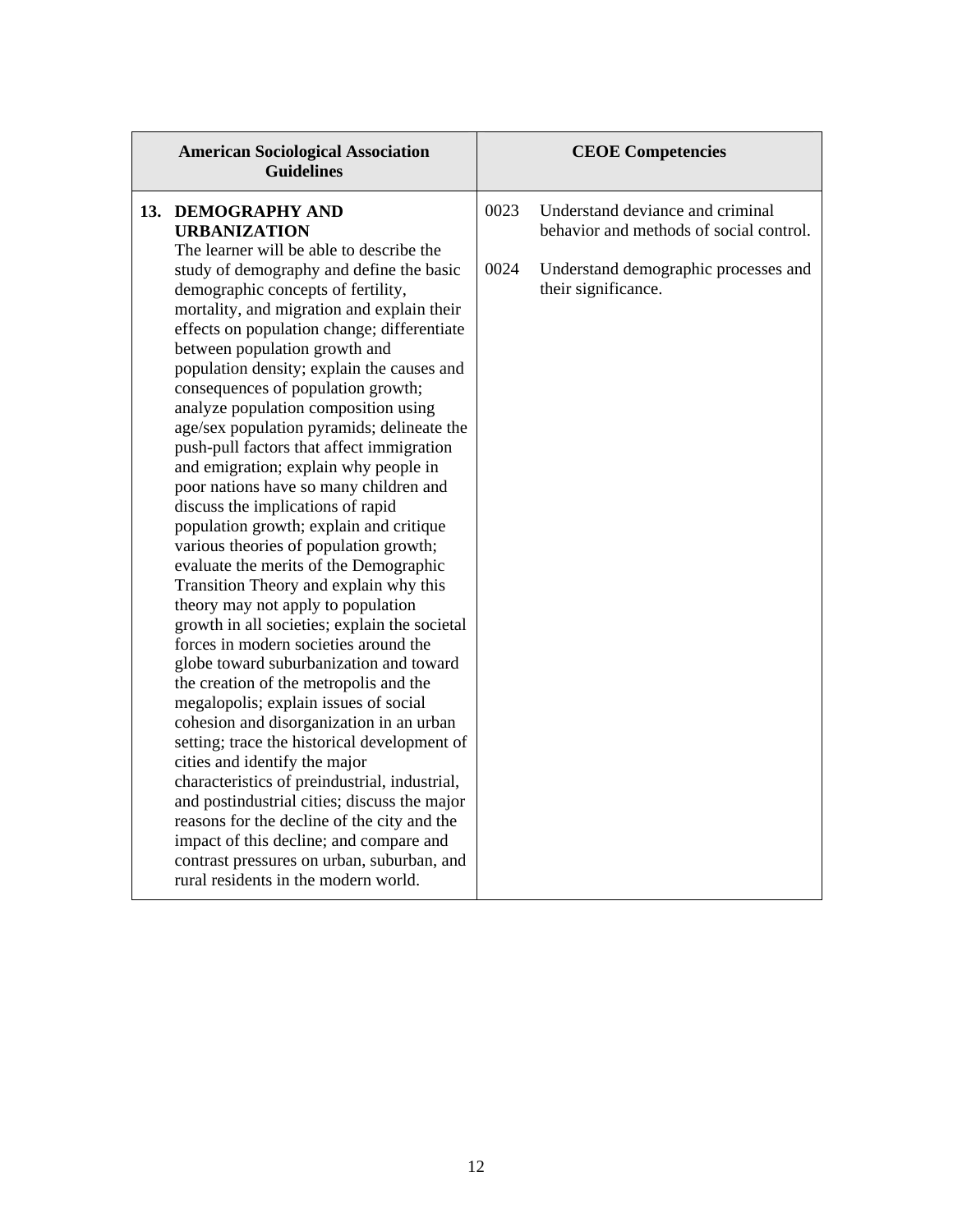| American Sociological Association Guidelines | CEOE Competencies |
| --- | --- |
| **13. DEMOGRAPHY AND URBANIZATION**<br>The learner will be able to describe the study of demography and define the basic demographic concepts of fertility, mortality, and migration and explain their effects on population change; differentiate between population growth and population density; explain the causes and consequences of population growth; analyze population composition using age/sex population pyramids; delineate the push-pull factors that affect immigration and emigration; explain why people in poor nations have so many children and discuss the implications of rapid population growth; explain and critique various theories of population growth; evaluate the merits of the Demographic Transition Theory and explain why this theory may not apply to population growth in all societies; explain the societal forces in modern societies around the globe toward suburbanization and toward the creation of the metropolis and the megalopolis; explain issues of social cohesion and disorganization in an urban setting; trace the historical development of cities and identify the major characteristics of preindustrial, industrial, and postindustrial cities; discuss the major reasons for the decline of the city and the impact of this decline; and compare and contrast pressures on urban, suburban, and rural residents in the modern world. | 0023 Understand deviance and criminal behavior and methods of social control.<br><br>0024 Understand demographic processes and their significance. |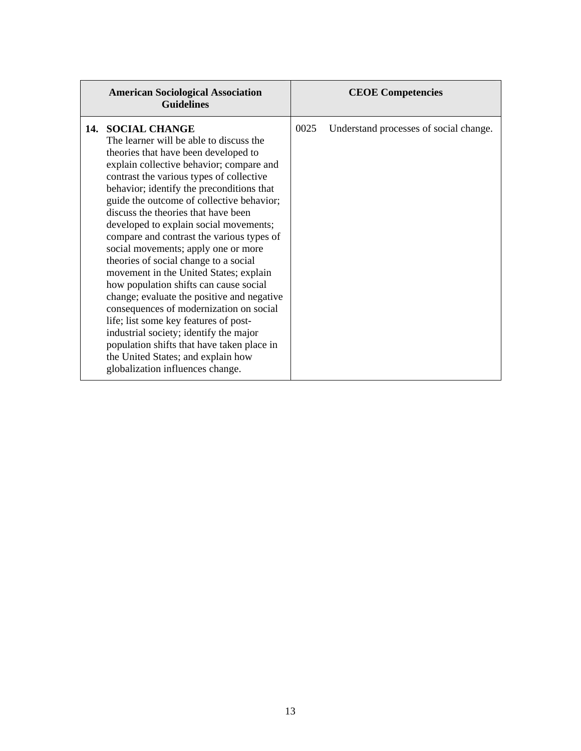| American Sociological Association Guidelines | CEOE Competencies |
|---|---|
| **14. SOCIAL CHANGE** The learner will be able to discuss the theories that have been developed to explain collective behavior; compare and contrast the various types of collective behavior; identify the preconditions that guide the outcome of collective behavior; discuss the theories that have been developed to explain social movements; compare and contrast the various types of social movements; apply one or more theories of social change to a social movement in the United States; explain how population shifts can cause social change; evaluate the positive and negative consequences of modernization on social life; list some key features of post-industrial society; identify the major population shifts that have taken place in the United States; and explain how globalization influences change. | 0025 Understand processes of social change. |